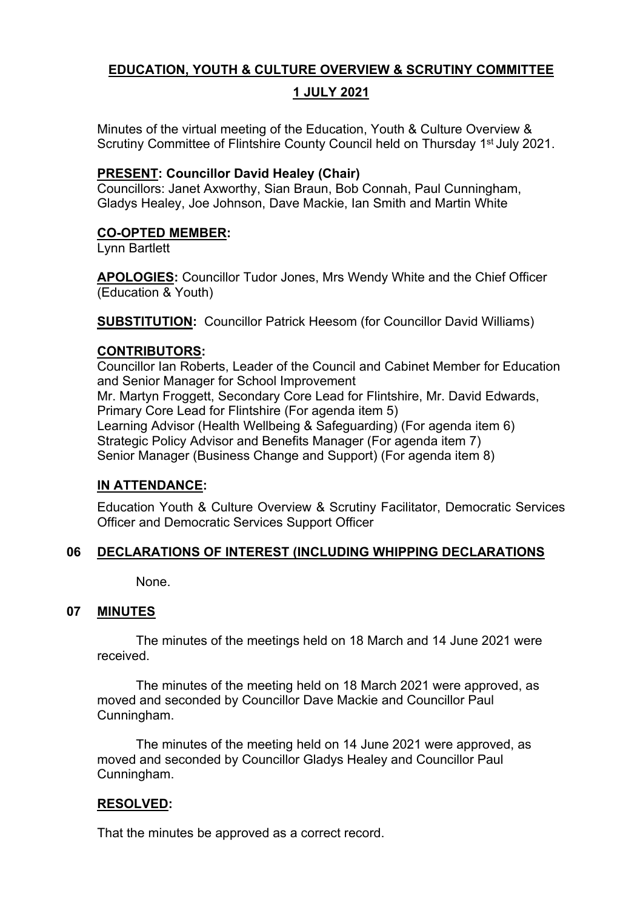# EDUCATION, YOUTH & CULTURE OVERVIEW & SCRUTINY COMMITTEE

## 1 JULY 2021

Minutes of the virtual meeting of the Education, Youth & Culture Overview & Scrutiny Committee of Flintshire County Council held on Thursday 1st July 2021.

**PRESENT: Councillor David Healey (Chair)**
Councillors: Janet Axworthy, Sian Braun, Bob Connah, Paul Cunningham, Gladys Healey, Joe Johnson, Dave Mackie, Ian Smith and Martin White

**CO-OPTED MEMBER:**
Lynn Bartlett

**APOLOGIES:** Councillor Tudor Jones, Mrs Wendy White and the Chief Officer (Education & Youth)

**SUBSTITUTION:** Councillor Patrick Heesom (for Councillor David Williams)

**CONTRIBUTORS:**
Councillor Ian Roberts, Leader of the Council and Cabinet Member for Education and Senior Manager for School Improvement
Mr. Martyn Froggett, Secondary Core Lead for Flintshire, Mr. David Edwards, Primary Core Lead for Flintshire (For agenda item 5)
Learning Advisor (Health Wellbeing & Safeguarding) (For agenda item 6)
Strategic Policy Advisor and Benefits Manager (For agenda item 7)
Senior Manager (Business Change and Support) (For agenda item 8)

**IN ATTENDANCE:**

Education Youth & Culture Overview & Scrutiny Facilitator, Democratic Services Officer and Democratic Services Support Officer

### 06 DECLARATIONS OF INTEREST (INCLUDING WHIPPING DECLARATIONS

None.

### 07 MINUTES

The minutes of the meetings held on 18 March and 14 June 2021 were received.

The minutes of the meeting held on 18 March 2021 were approved, as moved and seconded by Councillor Dave Mackie and Councillor Paul Cunningham.

The minutes of the meeting held on 14 June 2021 were approved, as moved and seconded by Councillor Gladys Healey and Councillor Paul Cunningham.

**RESOLVED:**

That the minutes be approved as a correct record.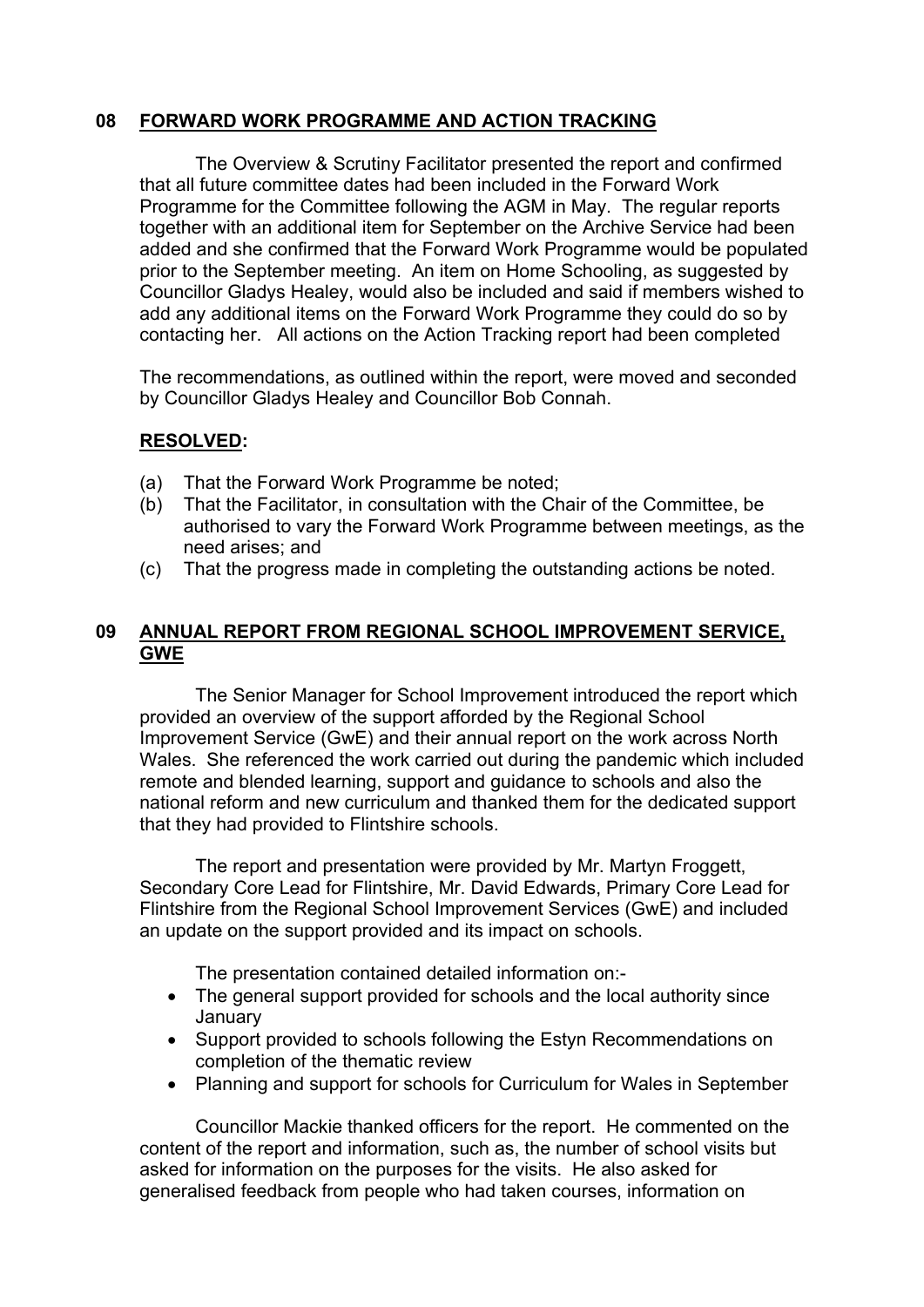## 08 FORWARD WORK PROGRAMME AND ACTION TRACKING

The Overview & Scrutiny Facilitator presented the report and confirmed that all future committee dates had been included in the Forward Work Programme for the Committee following the AGM in May. The regular reports together with an additional item for September on the Archive Service had been added and she confirmed that the Forward Work Programme would be populated prior to the September meeting. An item on Home Schooling, as suggested by Councillor Gladys Healey, would also be included and said if members wished to add any additional items on the Forward Work Programme they could do so by contacting her. All actions on the Action Tracking report had been completed

The recommendations, as outlined within the report, were moved and seconded by Councillor Gladys Healey and Councillor Bob Connah.

**RESOLVED:**

(a) That the Forward Work Programme be noted;
(b) That the Facilitator, in consultation with the Chair of the Committee, be authorised to vary the Forward Work Programme between meetings, as the need arises; and
(c) That the progress made in completing the outstanding actions be noted.

## 09 ANNUAL REPORT FROM REGIONAL SCHOOL IMPROVEMENT SERVICE, GWE

The Senior Manager for School Improvement introduced the report which provided an overview of the support afforded by the Regional School Improvement Service (GwE) and their annual report on the work across North Wales. She referenced the work carried out during the pandemic which included remote and blended learning, support and guidance to schools and also the national reform and new curriculum and thanked them for the dedicated support that they had provided to Flintshire schools.

The report and presentation were provided by Mr. Martyn Froggett, Secondary Core Lead for Flintshire, Mr. David Edwards, Primary Core Lead for Flintshire from the Regional School Improvement Services (GwE) and included an update on the support provided and its impact on schools.

The presentation contained detailed information on:-

- The general support provided for schools and the local authority since January
- Support provided to schools following the Estyn Recommendations on completion of the thematic review
- Planning and support for schools for Curriculum for Wales in September

Councillor Mackie thanked officers for the report. He commented on the content of the report and information, such as, the number of school visits but asked for information on the purposes for the visits. He also asked for generalised feedback from people who had taken courses, information on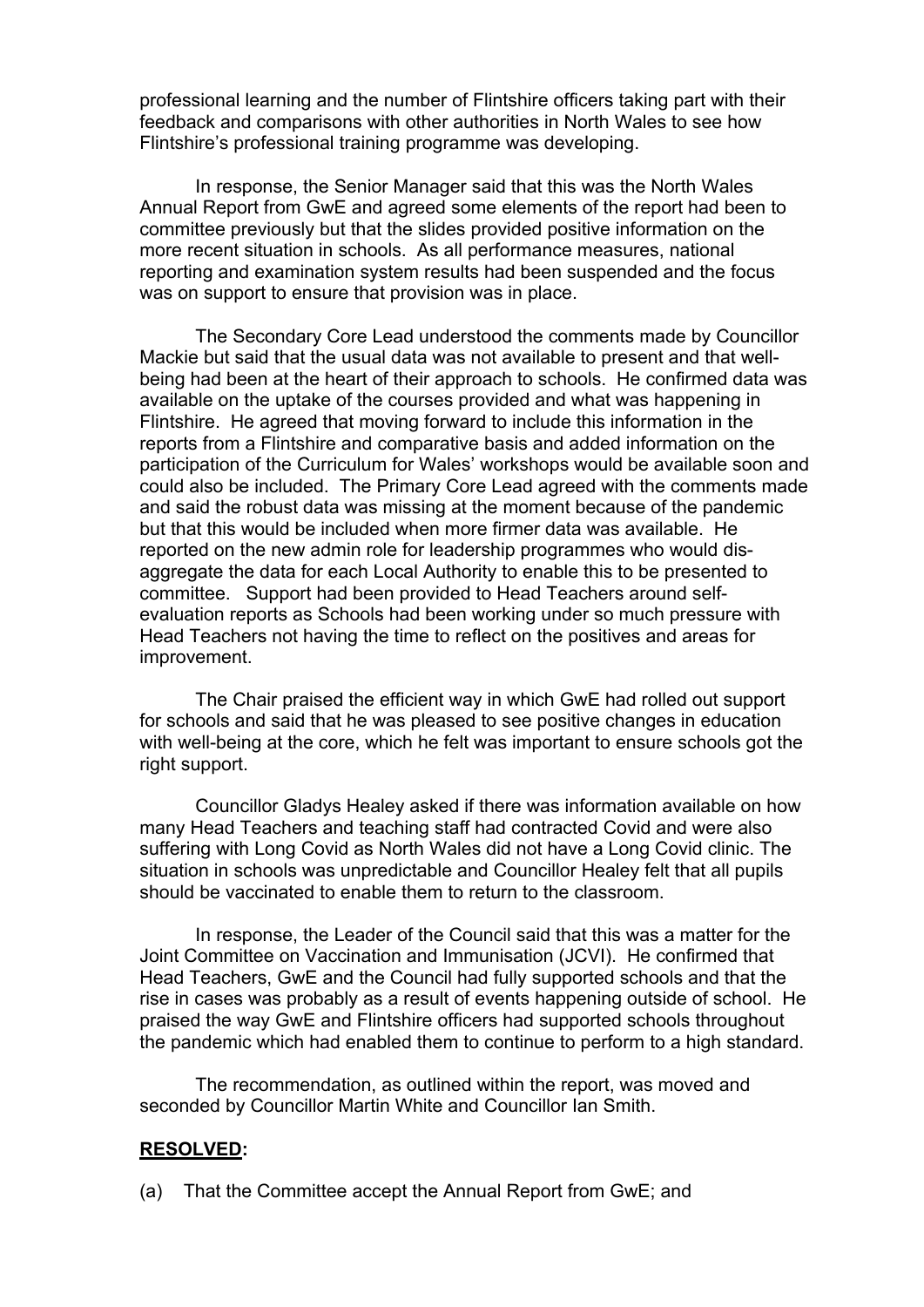professional learning and the number of Flintshire officers taking part with their feedback and comparisons with other authorities in North Wales to see how Flintshire's professional training programme was developing.

In response, the Senior Manager said that this was the North Wales Annual Report from GwE and agreed some elements of the report had been to committee previously but that the slides provided positive information on the more recent situation in schools. As all performance measures, national reporting and examination system results had been suspended and the focus was on support to ensure that provision was in place.

The Secondary Core Lead understood the comments made by Councillor Mackie but said that the usual data was not available to present and that well-being had been at the heart of their approach to schools. He confirmed data was available on the uptake of the courses provided and what was happening in Flintshire. He agreed that moving forward to include this information in the reports from a Flintshire and comparative basis and added information on the participation of the Curriculum for Wales' workshops would be available soon and could also be included. The Primary Core Lead agreed with the comments made and said the robust data was missing at the moment because of the pandemic but that this would be included when more firmer data was available. He reported on the new admin role for leadership programmes who would dis-aggregate the data for each Local Authority to enable this to be presented to committee. Support had been provided to Head Teachers around self-evaluation reports as Schools had been working under so much pressure with Head Teachers not having the time to reflect on the positives and areas for improvement.

The Chair praised the efficient way in which GwE had rolled out support for schools and said that he was pleased to see positive changes in education with well-being at the core, which he felt was important to ensure schools got the right support.

Councillor Gladys Healey asked if there was information available on how many Head Teachers and teaching staff had contracted Covid and were also suffering with Long Covid as North Wales did not have a Long Covid clinic. The situation in schools was unpredictable and Councillor Healey felt that all pupils should be vaccinated to enable them to return to the classroom.

In response, the Leader of the Council said that this was a matter for the Joint Committee on Vaccination and Immunisation (JCVI). He confirmed that Head Teachers, GwE and the Council had fully supported schools and that the rise in cases was probably as a result of events happening outside of school. He praised the way GwE and Flintshire officers had supported schools throughout the pandemic which had enabled them to continue to perform to a high standard.

The recommendation, as outlined within the report, was moved and seconded by Councillor Martin White and Councillor Ian Smith.

**RESOLVED:**

(a) That the Committee accept the Annual Report from GwE; and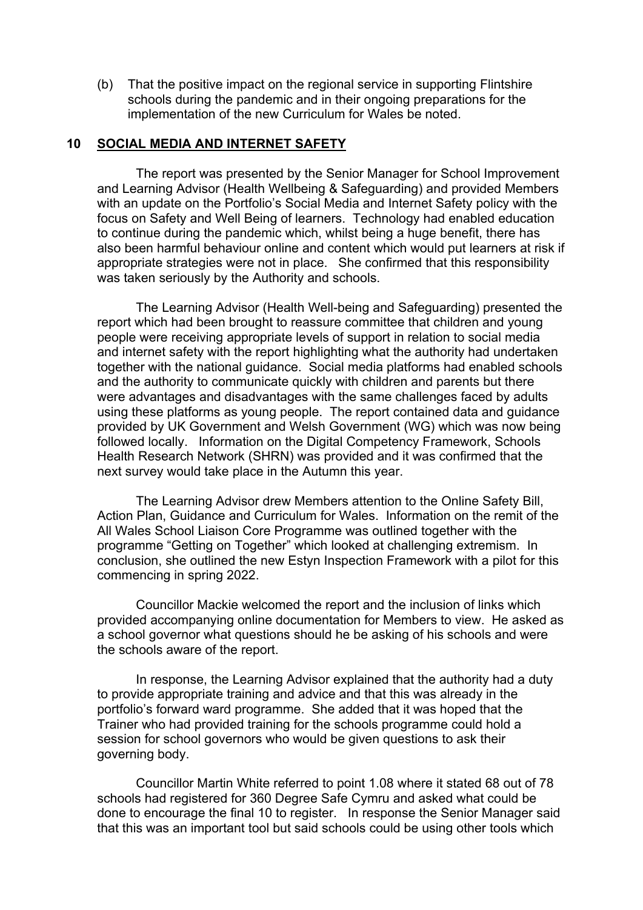(b) That the positive impact on the regional service in supporting Flintshire schools during the pandemic and in their ongoing preparations for the implementation of the new Curriculum for Wales be noted.

## 10 SOCIAL MEDIA AND INTERNET SAFETY

The report was presented by the Senior Manager for School Improvement and Learning Advisor (Health Wellbeing & Safeguarding) and provided Members with an update on the Portfolio's Social Media and Internet Safety policy with the focus on Safety and Well Being of learners. Technology had enabled education to continue during the pandemic which, whilst being a huge benefit, there has also been harmful behaviour online and content which would put learners at risk if appropriate strategies were not in place. She confirmed that this responsibility was taken seriously by the Authority and schools.

The Learning Advisor (Health Well-being and Safeguarding) presented the report which had been brought to reassure committee that children and young people were receiving appropriate levels of support in relation to social media and internet safety with the report highlighting what the authority had undertaken together with the national guidance. Social media platforms had enabled schools and the authority to communicate quickly with children and parents but there were advantages and disadvantages with the same challenges faced by adults using these platforms as young people. The report contained data and guidance provided by UK Government and Welsh Government (WG) which was now being followed locally. Information on the Digital Competency Framework, Schools Health Research Network (SHRN) was provided and it was confirmed that the next survey would take place in the Autumn this year.

The Learning Advisor drew Members attention to the Online Safety Bill, Action Plan, Guidance and Curriculum for Wales. Information on the remit of the All Wales School Liaison Core Programme was outlined together with the programme "Getting on Together" which looked at challenging extremism. In conclusion, she outlined the new Estyn Inspection Framework with a pilot for this commencing in spring 2022.

Councillor Mackie welcomed the report and the inclusion of links which provided accompanying online documentation for Members to view. He asked as a school governor what questions should he be asking of his schools and were the schools aware of the report.

In response, the Learning Advisor explained that the authority had a duty to provide appropriate training and advice and that this was already in the portfolio's forward ward programme. She added that it was hoped that the Trainer who had provided training for the schools programme could hold a session for school governors who would be given questions to ask their governing body.

Councillor Martin White referred to point 1.08 where it stated 68 out of 78 schools had registered for 360 Degree Safe Cymru and asked what could be done to encourage the final 10 to register. In response the Senior Manager said that this was an important tool but said schools could be using other tools which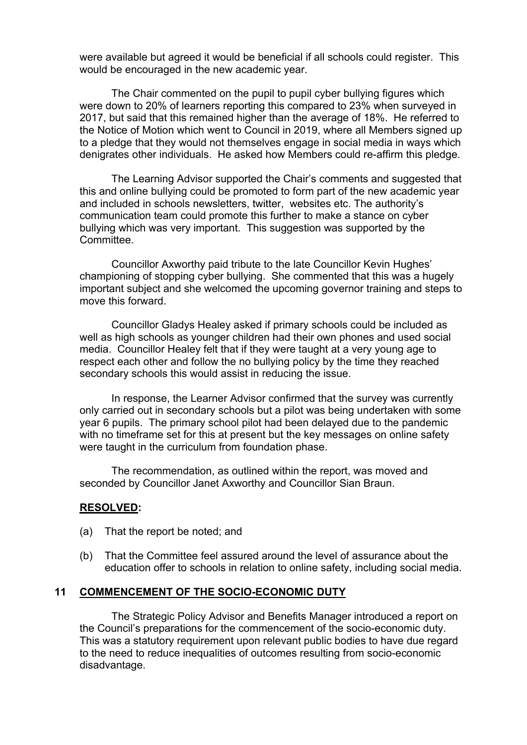were available but agreed it would be beneficial if all schools could register. This would be encouraged in the new academic year.

The Chair commented on the pupil to pupil cyber bullying figures which were down to 20% of learners reporting this compared to 23% when surveyed in 2017, but said that this remained higher than the average of 18%. He referred to the Notice of Motion which went to Council in 2019, where all Members signed up to a pledge that they would not themselves engage in social media in ways which denigrates other individuals. He asked how Members could re-affirm this pledge.

The Learning Advisor supported the Chair's comments and suggested that this and online bullying could be promoted to form part of the new academic year and included in schools newsletters, twitter, websites etc. The authority's communication team could promote this further to make a stance on cyber bullying which was very important. This suggestion was supported by the Committee.

Councillor Axworthy paid tribute to the late Councillor Kevin Hughes' championing of stopping cyber bullying. She commented that this was a hugely important subject and she welcomed the upcoming governor training and steps to move this forward.

Councillor Gladys Healey asked if primary schools could be included as well as high schools as younger children had their own phones and used social media. Councillor Healey felt that if they were taught at a very young age to respect each other and follow the no bullying policy by the time they reached secondary schools this would assist in reducing the issue.

In response, the Learner Advisor confirmed that the survey was currently only carried out in secondary schools but a pilot was being undertaken with some year 6 pupils. The primary school pilot had been delayed due to the pandemic with no timeframe set for this at present but the key messages on online safety were taught in the curriculum from foundation phase.

The recommendation, as outlined within the report, was moved and seconded by Councillor Janet Axworthy and Councillor Sian Braun.

**RESOLVED:**

(a) That the report be noted; and

(b) That the Committee feel assured around the level of assurance about the education offer to schools in relation to online safety, including social media.

## 11 COMMENCEMENT OF THE SOCIO-ECONOMIC DUTY

The Strategic Policy Advisor and Benefits Manager introduced a report on the Council's preparations for the commencement of the socio-economic duty. This was a statutory requirement upon relevant public bodies to have due regard to the need to reduce inequalities of outcomes resulting from socio-economic disadvantage.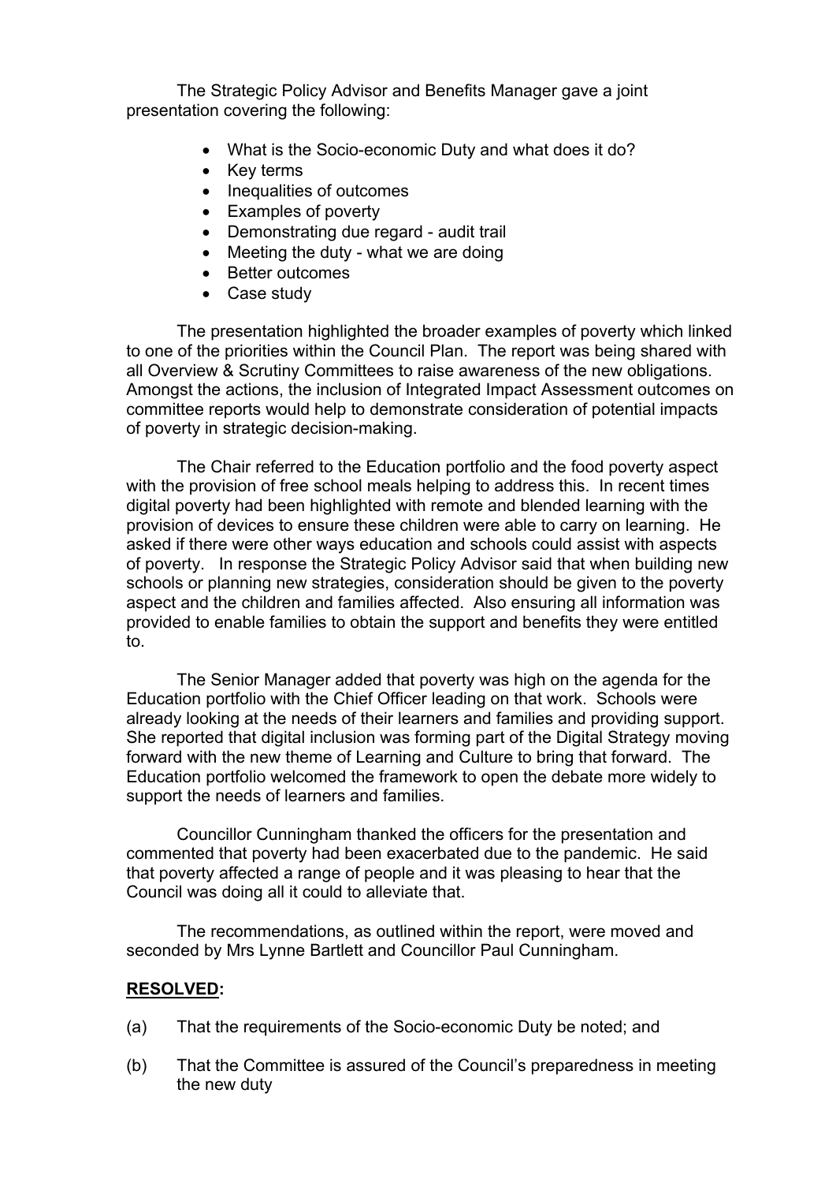The Strategic Policy Advisor and Benefits Manager gave a joint presentation covering the following:

- What is the Socio-economic Duty and what does it do?
- Key terms
- Inequalities of outcomes
- Examples of poverty
- Demonstrating due regard - audit trail
- Meeting the duty - what we are doing
- Better outcomes
- Case study

The presentation highlighted the broader examples of poverty which linked to one of the priorities within the Council Plan. The report was being shared with all Overview & Scrutiny Committees to raise awareness of the new obligations. Amongst the actions, the inclusion of Integrated Impact Assessment outcomes on committee reports would help to demonstrate consideration of potential impacts of poverty in strategic decision-making.

The Chair referred to the Education portfolio and the food poverty aspect with the provision of free school meals helping to address this. In recent times digital poverty had been highlighted with remote and blended learning with the provision of devices to ensure these children were able to carry on learning. He asked if there were other ways education and schools could assist with aspects of poverty. In response the Strategic Policy Advisor said that when building new schools or planning new strategies, consideration should be given to the poverty aspect and the children and families affected. Also ensuring all information was provided to enable families to obtain the support and benefits they were entitled to.

The Senior Manager added that poverty was high on the agenda for the Education portfolio with the Chief Officer leading on that work. Schools were already looking at the needs of their learners and families and providing support. She reported that digital inclusion was forming part of the Digital Strategy moving forward with the new theme of Learning and Culture to bring that forward. The Education portfolio welcomed the framework to open the debate more widely to support the needs of learners and families.

Councillor Cunningham thanked the officers for the presentation and commented that poverty had been exacerbated due to the pandemic. He said that poverty affected a range of people and it was pleasing to hear that the Council was doing all it could to alleviate that.

The recommendations, as outlined within the report, were moved and seconded by Mrs Lynne Bartlett and Councillor Paul Cunningham.

**RESOLVED:**

(a) That the requirements of the Socio-economic Duty be noted; and

(b) That the Committee is assured of the Council's preparedness in meeting the new duty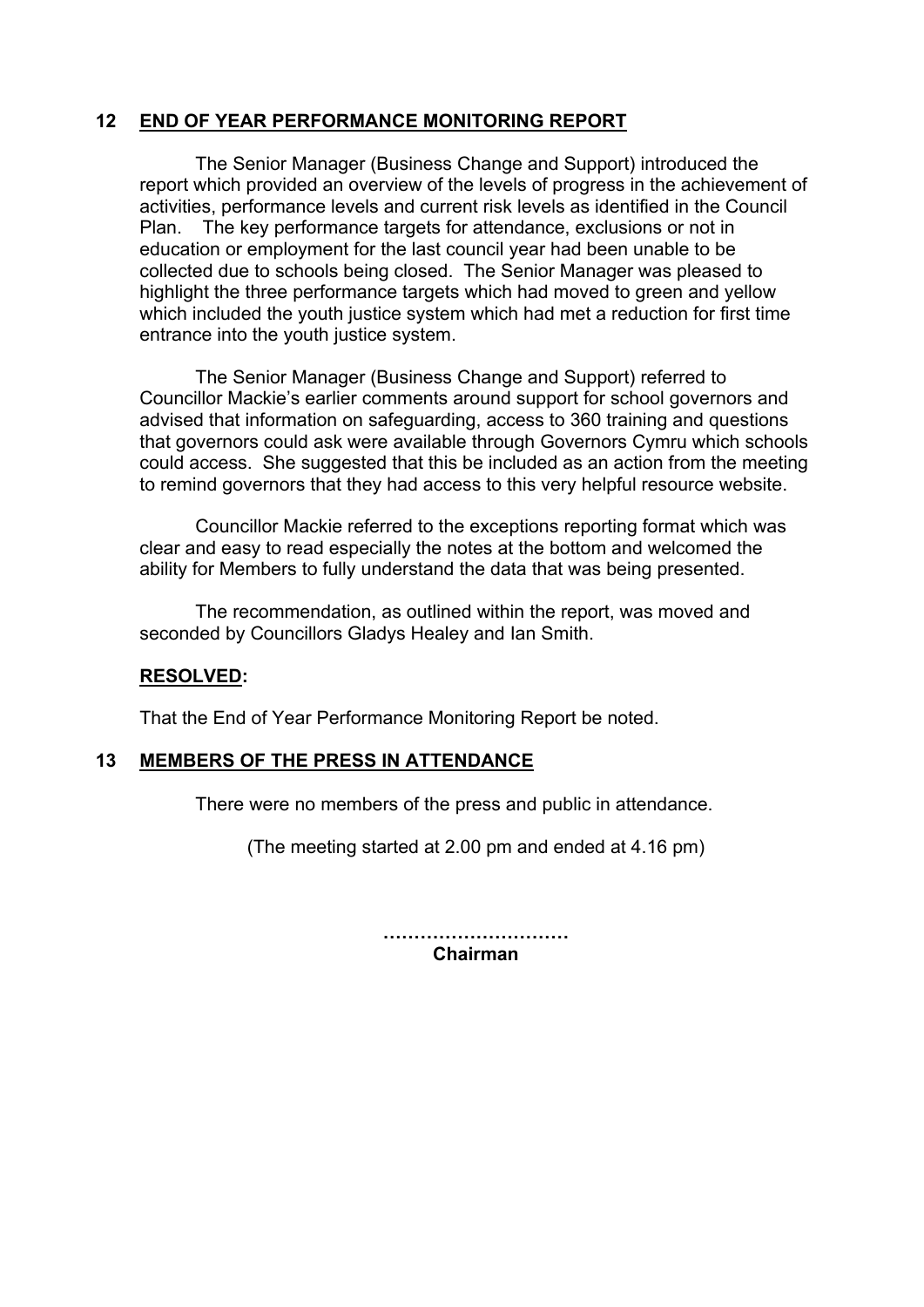## 12 END OF YEAR PERFORMANCE MONITORING REPORT

The Senior Manager (Business Change and Support) introduced the report which provided an overview of the levels of progress in the achievement of activities, performance levels and current risk levels as identified in the Council Plan. The key performance targets for attendance, exclusions or not in education or employment for the last council year had been unable to be collected due to schools being closed. The Senior Manager was pleased to highlight the three performance targets which had moved to green and yellow which included the youth justice system which had met a reduction for first time entrance into the youth justice system.

The Senior Manager (Business Change and Support) referred to Councillor Mackie's earlier comments around support for school governors and advised that information on safeguarding, access to 360 training and questions that governors could ask were available through Governors Cymru which schools could access. She suggested that this be included as an action from the meeting to remind governors that they had access to this very helpful resource website.

Councillor Mackie referred to the exceptions reporting format which was clear and easy to read especially the notes at the bottom and welcomed the ability for Members to fully understand the data that was being presented.

The recommendation, as outlined within the report, was moved and seconded by Councillors Gladys Healey and Ian Smith.

**RESOLVED:**

That the End of Year Performance Monitoring Report be noted.

## 13 MEMBERS OF THE PRESS IN ATTENDANCE

There were no members of the press and public in attendance.

(The meeting started at 2.00 pm and ended at 4.16 pm)

…………………………
**Chairman**